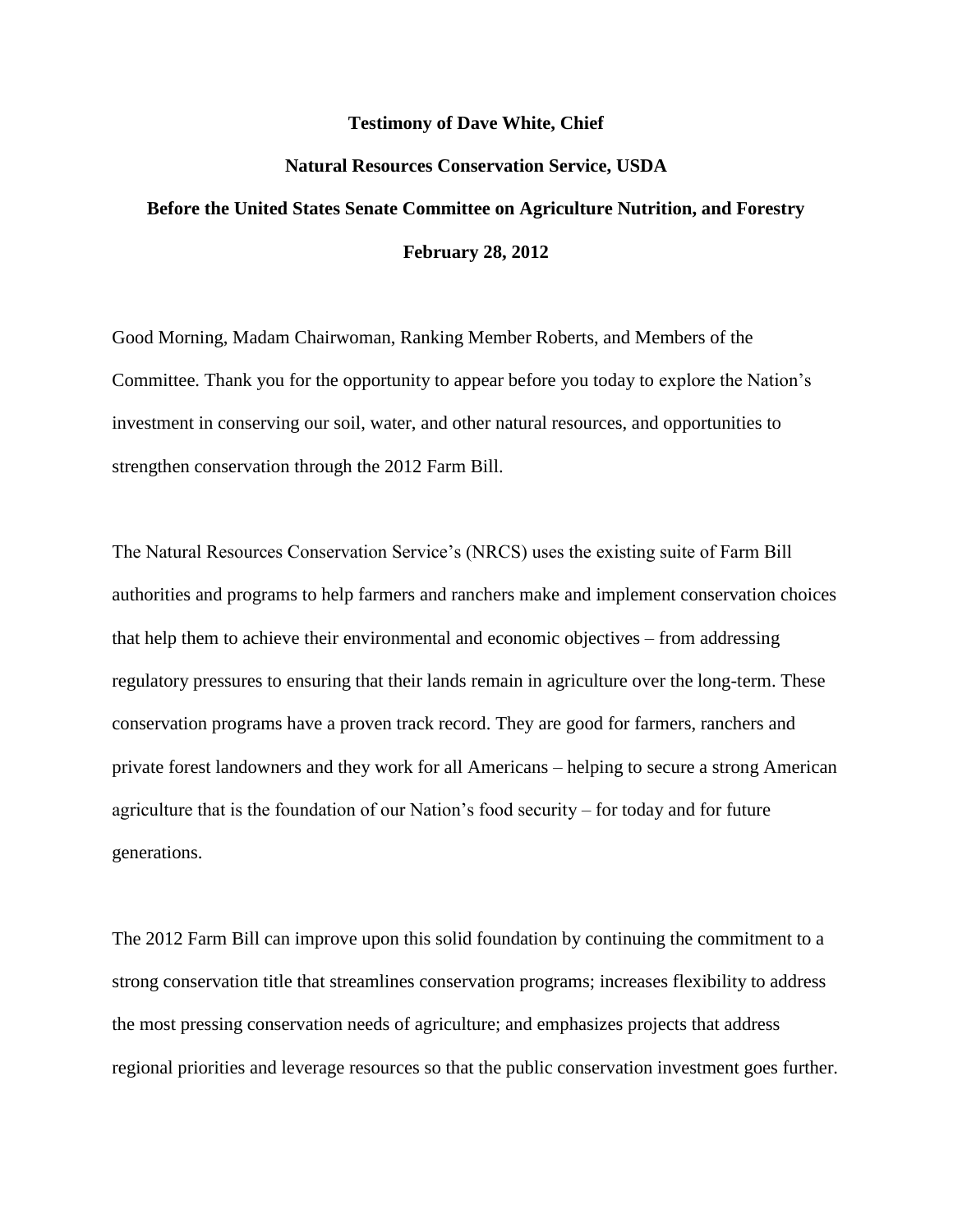**Testimony of Dave White, Chief**

**Natural Resources Conservation Service, USDA**

**Before the United States Senate Committee on Agriculture Nutrition, and Forestry**

**February 28, 2012**

Good Morning, Madam Chairwoman, Ranking Member Roberts, and Members of the Committee. Thank you for the opportunity to appear before you today to explore the Nation's investment in conserving our soil, water, and other natural resources, and opportunities to strengthen conservation through the 2012 Farm Bill.

The Natural Resources Conservation Service's (NRCS) uses the existing suite of Farm Bill authorities and programs to help farmers and ranchers make and implement conservation choices that help them to achieve their environmental and economic objectives – from addressing regulatory pressures to ensuring that their lands remain in agriculture over the long-term. These conservation programs have a proven track record. They are good for farmers, ranchers and private forest landowners and they work for all Americans – helping to secure a strong American agriculture that is the foundation of our Nation's food security – for today and for future generations.

The 2012 Farm Bill can improve upon this solid foundation by continuing the commitment to a strong conservation title that streamlines conservation programs; increases flexibility to address the most pressing conservation needs of agriculture; and emphasizes projects that address regional priorities and leverage resources so that the public conservation investment goes further.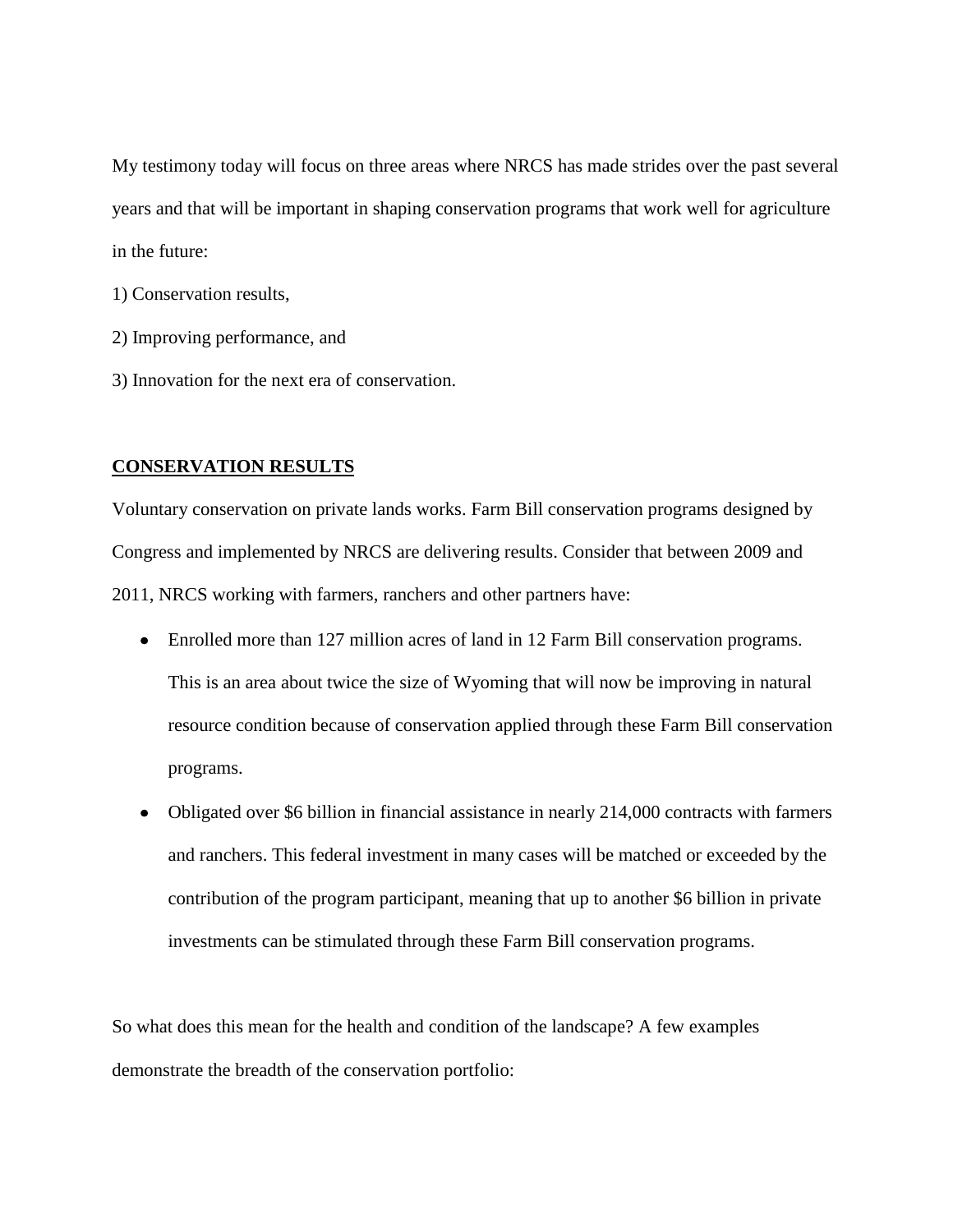My testimony today will focus on three areas where NRCS has made strides over the past several years and that will be important in shaping conservation programs that work well for agriculture in the future:

1) Conservation results,

2) Improving performance, and

3) Innovation for the next era of conservation.

## **CONSERVATION RESULTS**

Voluntary conservation on private lands works. Farm Bill conservation programs designed by Congress and implemented by NRCS are delivering results. Consider that between 2009 and 2011, NRCS working with farmers, ranchers and other partners have:

- Enrolled more than 127 million acres of land in 12 Farm Bill conservation programs. This is an area about twice the size of Wyoming that will now be improving in natural resource condition because of conservation applied through these Farm Bill conservation programs.
- Obligated over $6 billion in financial assistance in nearly 214,000 contracts with farmers and ranchers. This federal investment in many cases will be matched or exceeded by the contribution of the program participant, meaning that up to another $6 billion in private investments can be stimulated through these Farm Bill conservation programs.

So what does this mean for the health and condition of the landscape? A few examples demonstrate the breadth of the conservation portfolio: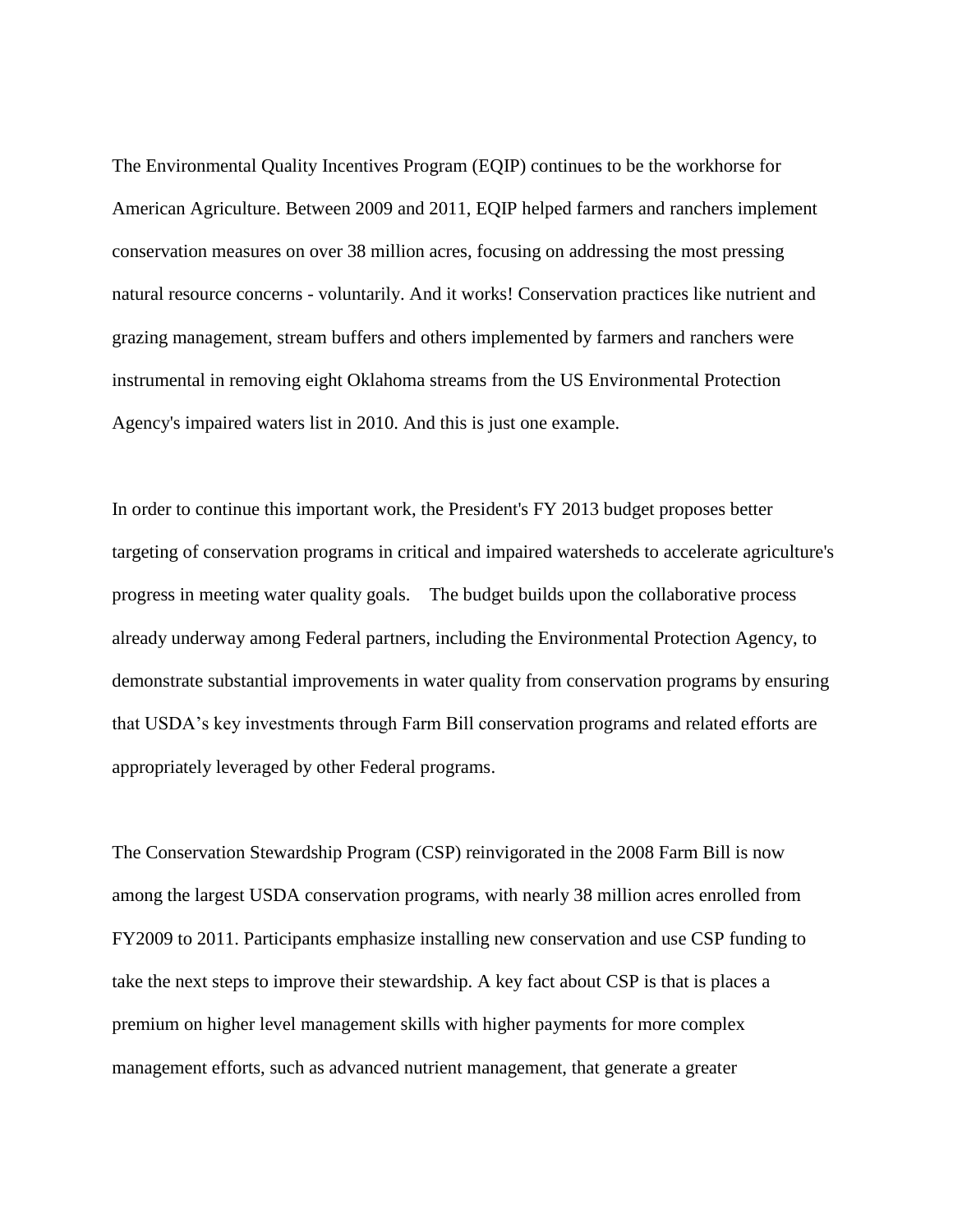The Environmental Quality Incentives Program (EQIP) continues to be the workhorse for American Agriculture. Between 2009 and 2011, EQIP helped farmers and ranchers implement conservation measures on over 38 million acres, focusing on addressing the most pressing natural resource concerns - voluntarily. And it works! Conservation practices like nutrient and grazing management, stream buffers and others implemented by farmers and ranchers were instrumental in removing eight Oklahoma streams from the US Environmental Protection Agency's impaired waters list in 2010. And this is just one example.

In order to continue this important work, the President's FY 2013 budget proposes better targeting of conservation programs in critical and impaired watersheds to accelerate agriculture's progress in meeting water quality goals. The budget builds upon the collaborative process already underway among Federal partners, including the Environmental Protection Agency, to demonstrate substantial improvements in water quality from conservation programs by ensuring that USDA's key investments through Farm Bill conservation programs and related efforts are appropriately leveraged by other Federal programs.

The Conservation Stewardship Program (CSP) reinvigorated in the 2008 Farm Bill is now among the largest USDA conservation programs, with nearly 38 million acres enrolled from FY2009 to 2011. Participants emphasize installing new conservation and use CSP funding to take the next steps to improve their stewardship. A key fact about CSP is that is places a premium on higher level management skills with higher payments for more complex management efforts, such as advanced nutrient management, that generate a greater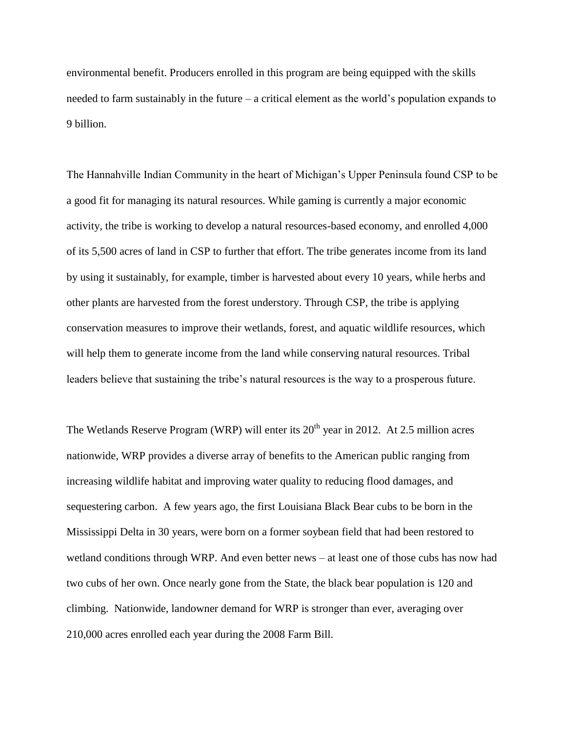environmental benefit. Producers enrolled in this program are being equipped with the skills needed to farm sustainably in the future – a critical element as the world's population expands to 9 billion.

The Hannahville Indian Community in the heart of Michigan's Upper Peninsula found CSP to be a good fit for managing its natural resources. While gaming is currently a major economic activity, the tribe is working to develop a natural resources-based economy, and enrolled 4,000 of its 5,500 acres of land in CSP to further that effort. The tribe generates income from its land by using it sustainably, for example, timber is harvested about every 10 years, while herbs and other plants are harvested from the forest understory. Through CSP, the tribe is applying conservation measures to improve their wetlands, forest, and aquatic wildlife resources, which will help them to generate income from the land while conserving natural resources. Tribal leaders believe that sustaining the tribe's natural resources is the way to a prosperous future.

The Wetlands Reserve Program (WRP) will enter its 20th year in 2012. At 2.5 million acres nationwide, WRP provides a diverse array of benefits to the American public ranging from increasing wildlife habitat and improving water quality to reducing flood damages, and sequestering carbon. A few years ago, the first Louisiana Black Bear cubs to be born in the Mississippi Delta in 30 years, were born on a former soybean field that had been restored to wetland conditions through WRP. And even better news – at least one of those cubs has now had two cubs of her own. Once nearly gone from the State, the black bear population is 120 and climbing. Nationwide, landowner demand for WRP is stronger than ever, averaging over 210,000 acres enrolled each year during the 2008 Farm Bill.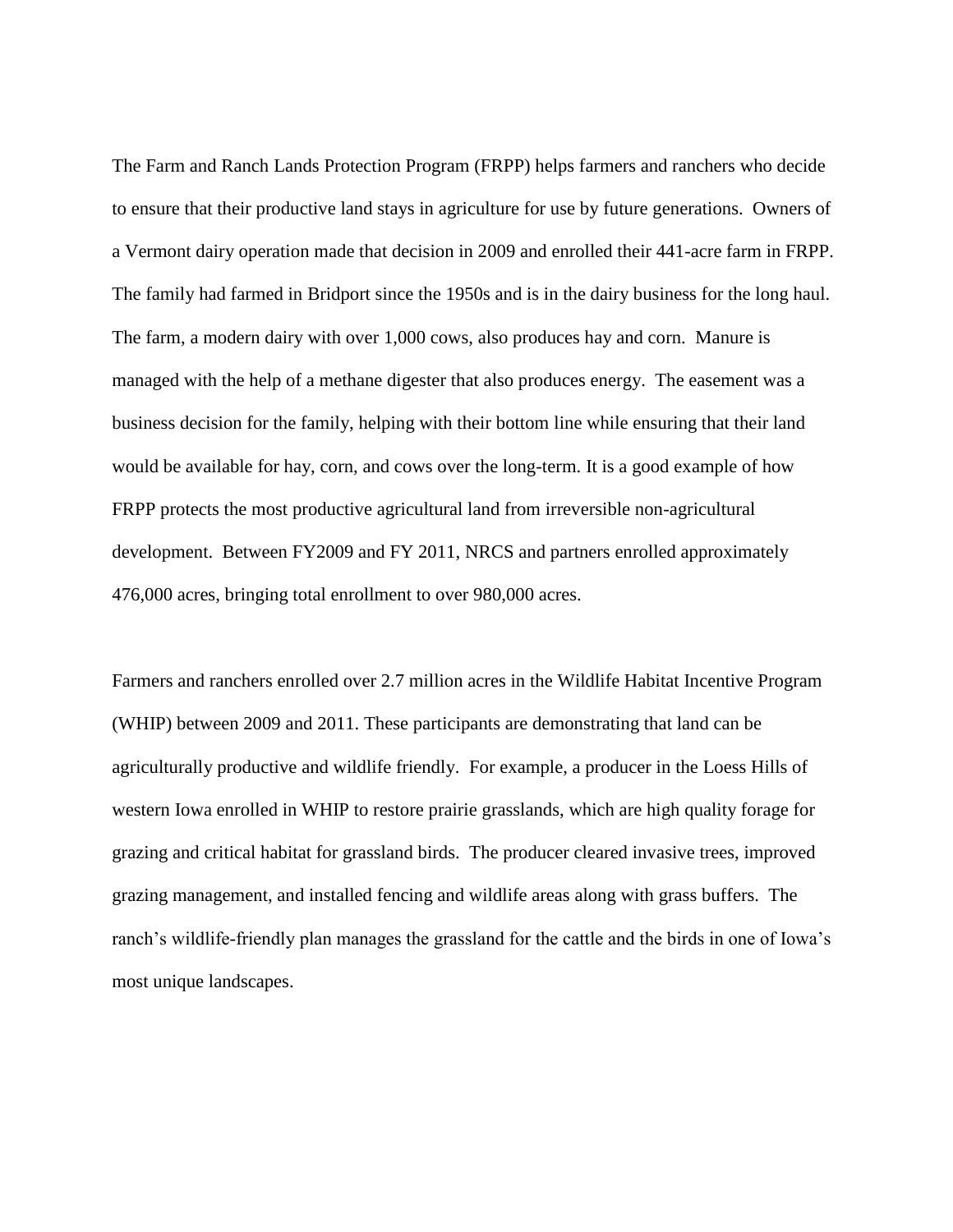The Farm and Ranch Lands Protection Program (FRPP) helps farmers and ranchers who decide to ensure that their productive land stays in agriculture for use by future generations. Owners of a Vermont dairy operation made that decision in 2009 and enrolled their 441-acre farm in FRPP. The family had farmed in Bridport since the 1950s and is in the dairy business for the long haul. The farm, a modern dairy with over 1,000 cows, also produces hay and corn. Manure is managed with the help of a methane digester that also produces energy. The easement was a business decision for the family, helping with their bottom line while ensuring that their land would be available for hay, corn, and cows over the long-term. It is a good example of how FRPP protects the most productive agricultural land from irreversible non-agricultural development. Between FY2009 and FY 2011, NRCS and partners enrolled approximately 476,000 acres, bringing total enrollment to over 980,000 acres.

Farmers and ranchers enrolled over 2.7 million acres in the Wildlife Habitat Incentive Program (WHIP) between 2009 and 2011. These participants are demonstrating that land can be agriculturally productive and wildlife friendly. For example, a producer in the Loess Hills of western Iowa enrolled in WHIP to restore prairie grasslands, which are high quality forage for grazing and critical habitat for grassland birds. The producer cleared invasive trees, improved grazing management, and installed fencing and wildlife areas along with grass buffers. The ranch's wildlife-friendly plan manages the grassland for the cattle and the birds in one of Iowa's most unique landscapes.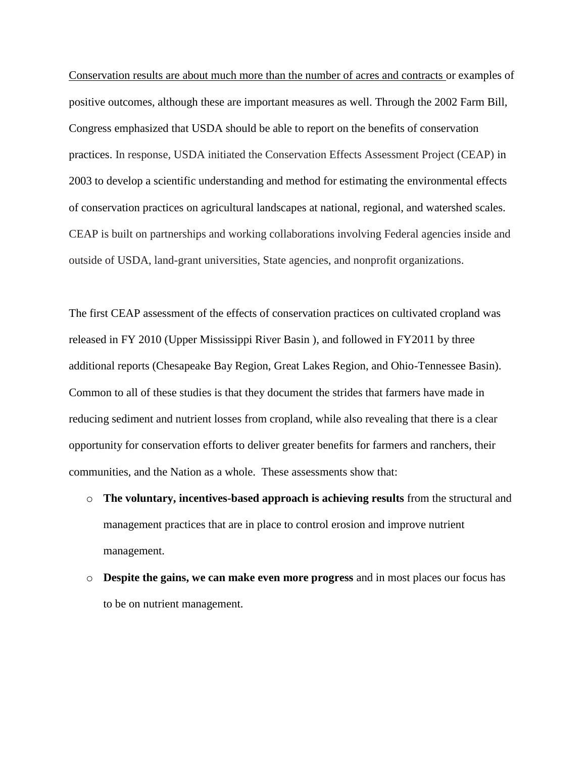Conservation results are about much more than the number of acres and contracts or examples of positive outcomes, although these are important measures as well. Through the 2002 Farm Bill, Congress emphasized that USDA should be able to report on the benefits of conservation practices. In response, USDA initiated the Conservation Effects Assessment Project (CEAP) in 2003 to develop a scientific understanding and method for estimating the environmental effects of conservation practices on agricultural landscapes at national, regional, and watershed scales. CEAP is built on partnerships and working collaborations involving Federal agencies inside and outside of USDA, land-grant universities, State agencies, and nonprofit organizations.

The first CEAP assessment of the effects of conservation practices on cultivated cropland was released in FY 2010 (Upper Mississippi River Basin ), and followed in FY2011 by three additional reports (Chesapeake Bay Region, Great Lakes Region, and Ohio-Tennessee Basin). Common to all of these studies is that they document the strides that farmers have made in reducing sediment and nutrient losses from cropland, while also revealing that there is a clear opportunity for conservation efforts to deliver greater benefits for farmers and ranchers, their communities, and the Nation as a whole. These assessments show that:

- **The voluntary, incentives-based approach is achieving results** from the structural and management practices that are in place to control erosion and improve nutrient management.
- **Despite the gains, we can make even more progress** and in most places our focus has to be on nutrient management.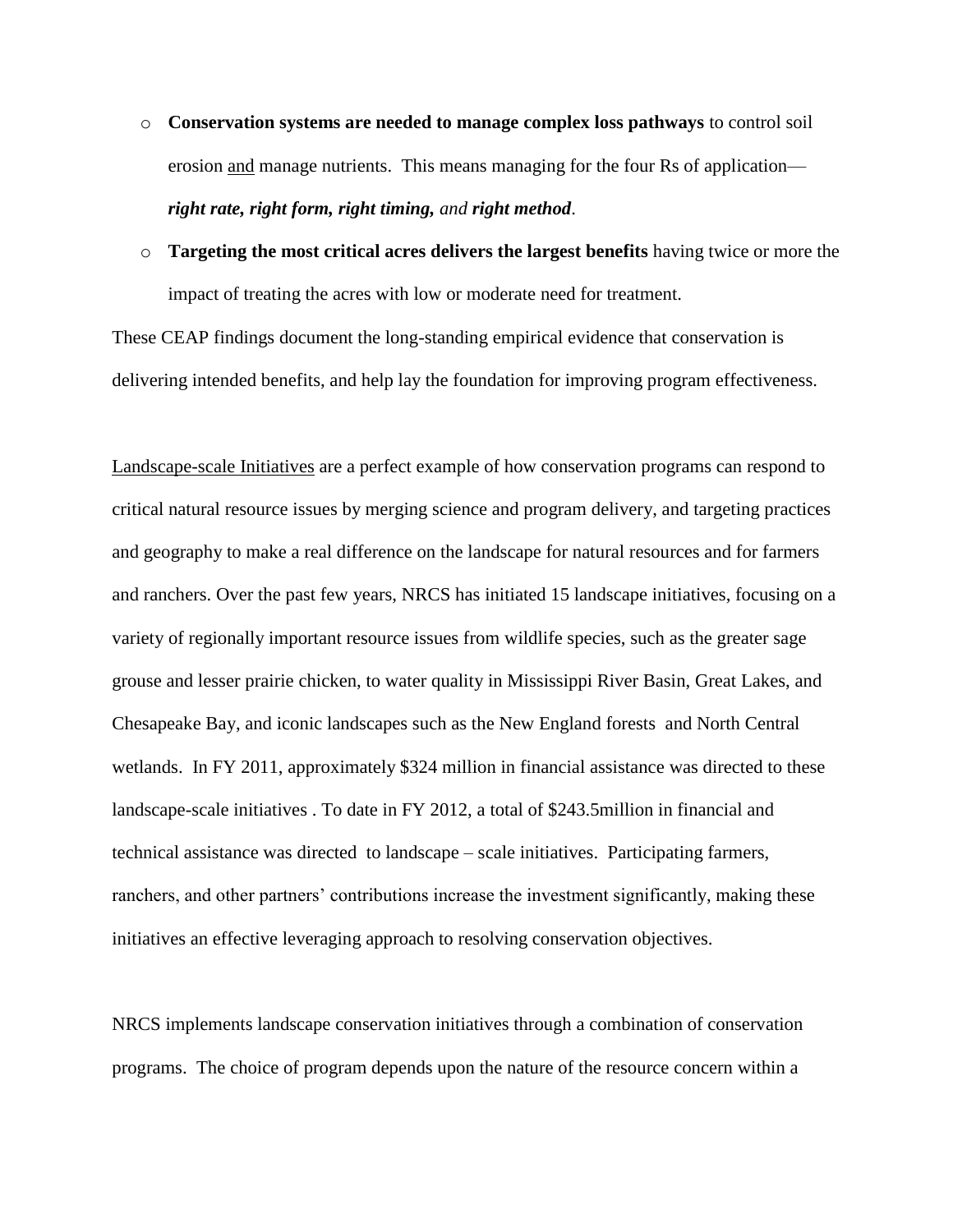- **Conservation systems are needed to manage complex loss pathways** to control soil erosion <u>and</u> manage nutrients. This means managing for the four Rs of application—***right rate, right form, right timing,*** *and* ***right method***.
- **Targeting the most critical acres delivers the largest benefits** having twice or more the impact of treating the acres with low or moderate need for treatment.

These CEAP findings document the long-standing empirical evidence that conservation is delivering intended benefits, and help lay the foundation for improving program effectiveness.

<u>Landscape-scale Initiatives</u> are a perfect example of how conservation programs can respond to critical natural resource issues by merging science and program delivery, and targeting practices and geography to make a real difference on the landscape for natural resources and for farmers and ranchers. Over the past few years, NRCS has initiated 15 landscape initiatives, focusing on a variety of regionally important resource issues from wildlife species, such as the greater sage grouse and lesser prairie chicken, to water quality in Mississippi River Basin, Great Lakes, and Chesapeake Bay, and iconic landscapes such as the New England forests and North Central wetlands. In FY 2011, approximately $324 million in financial assistance was directed to these landscape-scale initiatives . To date in FY 2012, a total of $243.5million in financial and technical assistance was directed to landscape – scale initiatives. Participating farmers, ranchers, and other partners' contributions increase the investment significantly, making these initiatives an effective leveraging approach to resolving conservation objectives.

NRCS implements landscape conservation initiatives through a combination of conservation programs. The choice of program depends upon the nature of the resource concern within a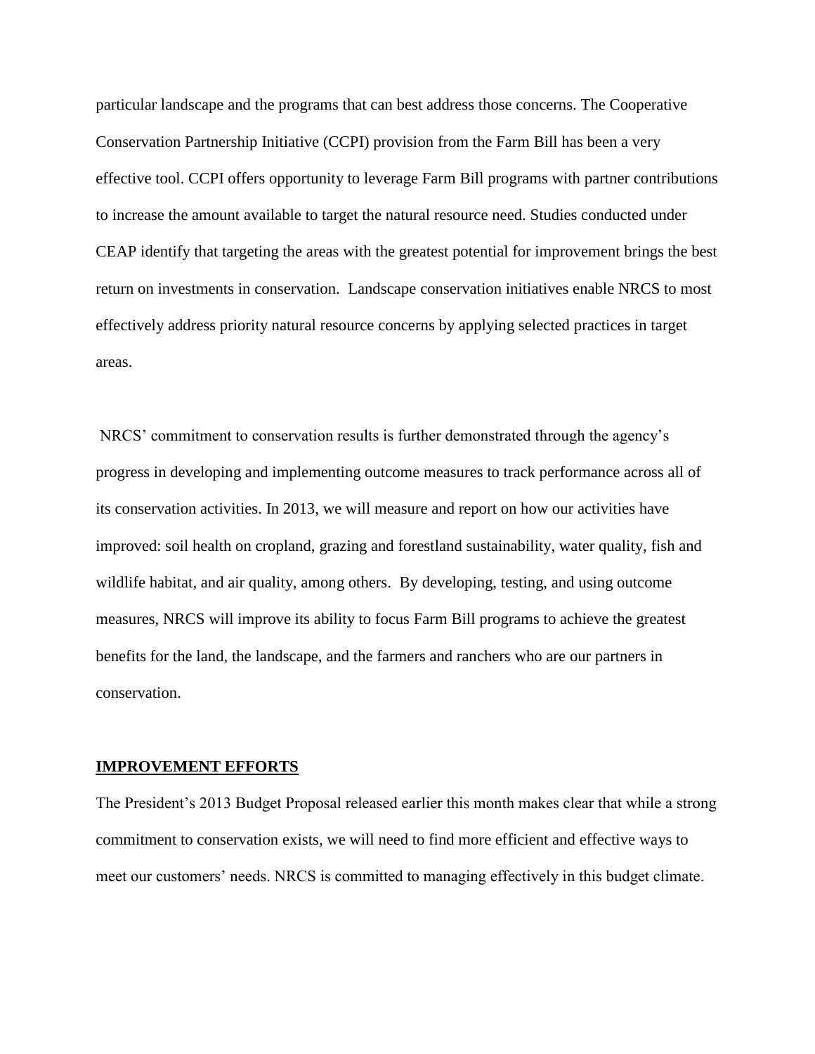particular landscape and the programs that can best address those concerns. The Cooperative Conservation Partnership Initiative (CCPI) provision from the Farm Bill has been a very effective tool. CCPI offers opportunity to leverage Farm Bill programs with partner contributions to increase the amount available to target the natural resource need. Studies conducted under CEAP identify that targeting the areas with the greatest potential for improvement brings the best return on investments in conservation. Landscape conservation initiatives enable NRCS to most effectively address priority natural resource concerns by applying selected practices in target areas.

NRCS' commitment to conservation results is further demonstrated through the agency's progress in developing and implementing outcome measures to track performance across all of its conservation activities. In 2013, we will measure and report on how our activities have improved: soil health on cropland, grazing and forestland sustainability, water quality, fish and wildlife habitat, and air quality, among others. By developing, testing, and using outcome measures, NRCS will improve its ability to focus Farm Bill programs to achieve the greatest benefits for the land, the landscape, and the farmers and ranchers who are our partners in conservation.

## IMPROVEMENT EFFORTS

The President's 2013 Budget Proposal released earlier this month makes clear that while a strong commitment to conservation exists, we will need to find more efficient and effective ways to meet our customers' needs. NRCS is committed to managing effectively in this budget climate.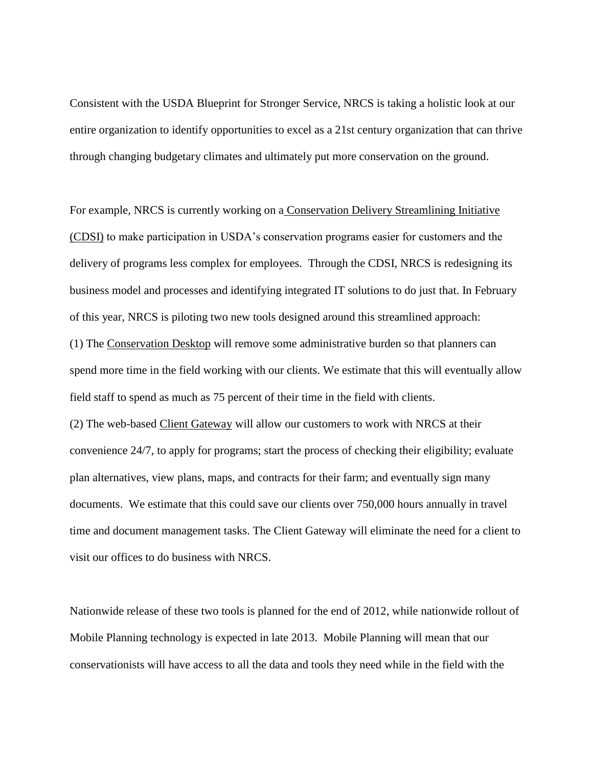Consistent with the USDA Blueprint for Stronger Service, NRCS is taking a holistic look at our entire organization to identify opportunities to excel as a 21st century organization that can thrive through changing budgetary climates and ultimately put more conservation on the ground.

For example, NRCS is currently working on a Conservation Delivery Streamlining Initiative (CDSI) to make participation in USDA's conservation programs easier for customers and the delivery of programs less complex for employees. Through the CDSI, NRCS is redesigning its business model and processes and identifying integrated IT solutions to do just that. In February of this year, NRCS is piloting two new tools designed around this streamlined approach:

(1) The Conservation Desktop will remove some administrative burden so that planners can spend more time in the field working with our clients. We estimate that this will eventually allow field staff to spend as much as 75 percent of their time in the field with clients.

(2) The web-based Client Gateway will allow our customers to work with NRCS at their convenience 24/7, to apply for programs; start the process of checking their eligibility; evaluate plan alternatives, view plans, maps, and contracts for their farm; and eventually sign many documents. We estimate that this could save our clients over 750,000 hours annually in travel time and document management tasks. The Client Gateway will eliminate the need for a client to visit our offices to do business with NRCS.

Nationwide release of these two tools is planned for the end of 2012, while nationwide rollout of Mobile Planning technology is expected in late 2013. Mobile Planning will mean that our conservationists will have access to all the data and tools they need while in the field with the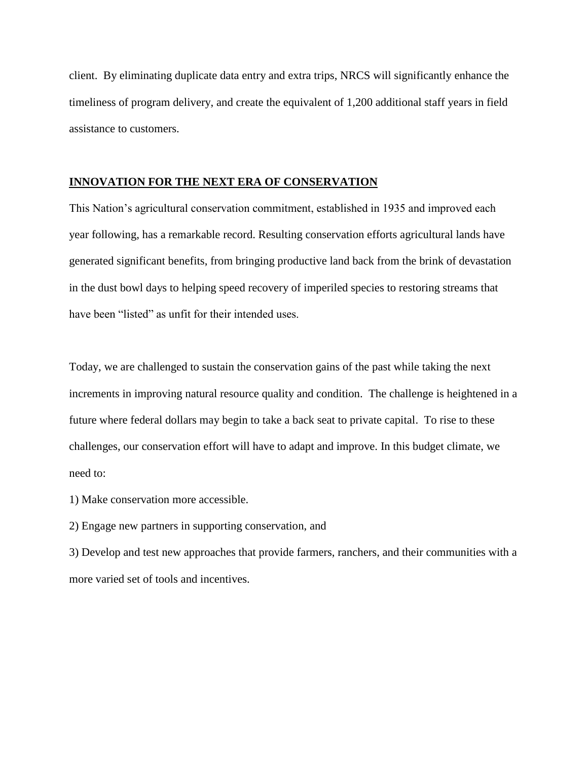client. By eliminating duplicate data entry and extra trips, NRCS will significantly enhance the timeliness of program delivery, and create the equivalent of 1,200 additional staff years in field assistance to customers.

## INNOVATION FOR THE NEXT ERA OF CONSERVATION

This Nation's agricultural conservation commitment, established in 1935 and improved each year following, has a remarkable record. Resulting conservation efforts agricultural lands have generated significant benefits, from bringing productive land back from the brink of devastation in the dust bowl days to helping speed recovery of imperiled species to restoring streams that have been "listed" as unfit for their intended uses.

Today, we are challenged to sustain the conservation gains of the past while taking the next increments in improving natural resource quality and condition. The challenge is heightened in a future where federal dollars may begin to take a back seat to private capital. To rise to these challenges, our conservation effort will have to adapt and improve. In this budget climate, we need to:

1) Make conservation more accessible.

2) Engage new partners in supporting conservation, and

3) Develop and test new approaches that provide farmers, ranchers, and their communities with a more varied set of tools and incentives.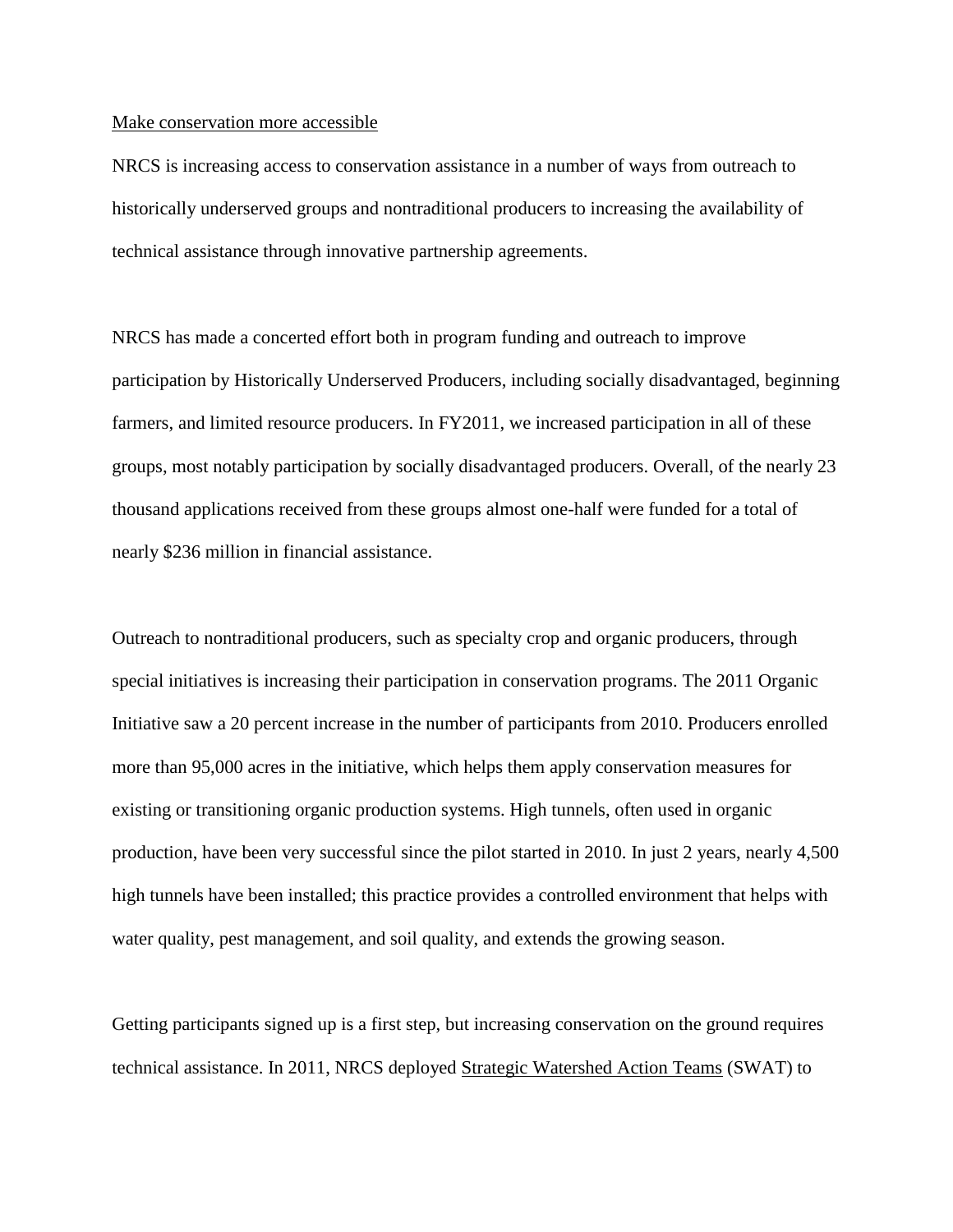Make conservation more accessible

NRCS is increasing access to conservation assistance in a number of ways from outreach to historically underserved groups and nontraditional producers to increasing the availability of technical assistance through innovative partnership agreements.

NRCS has made a concerted effort both in program funding and outreach to improve participation by Historically Underserved Producers, including socially disadvantaged, beginning farmers, and limited resource producers. In FY2011, we increased participation in all of these groups, most notably participation by socially disadvantaged producers. Overall, of the nearly 23 thousand applications received from these groups almost one-half were funded for a total of nearly $236 million in financial assistance.

Outreach to nontraditional producers, such as specialty crop and organic producers, through special initiatives is increasing their participation in conservation programs. The 2011 Organic Initiative saw a 20 percent increase in the number of participants from 2010. Producers enrolled more than 95,000 acres in the initiative, which helps them apply conservation measures for existing or transitioning organic production systems. High tunnels, often used in organic production, have been very successful since the pilot started in 2010. In just 2 years, nearly 4,500 high tunnels have been installed; this practice provides a controlled environment that helps with water quality, pest management, and soil quality, and extends the growing season.

Getting participants signed up is a first step, but increasing conservation on the ground requires technical assistance. In 2011, NRCS deployed Strategic Watershed Action Teams (SWAT) to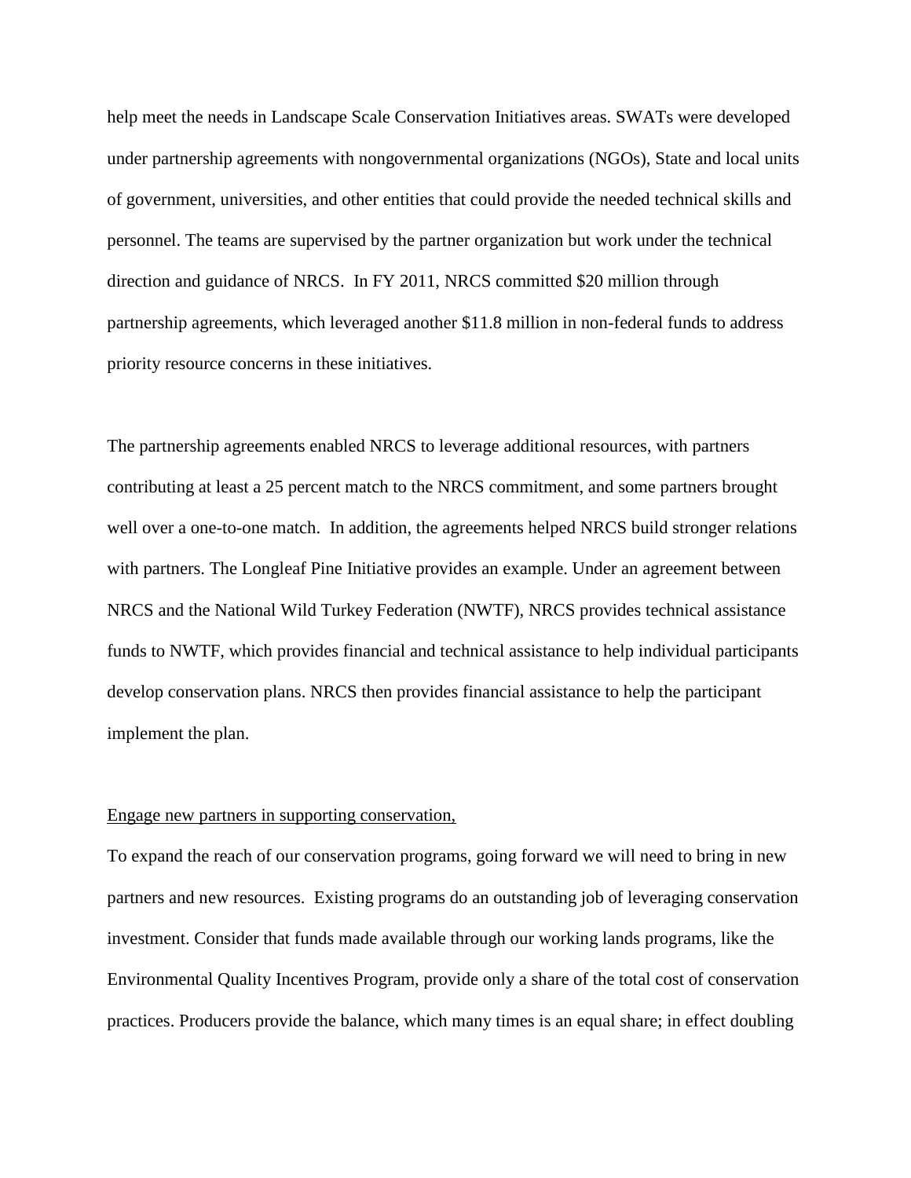help meet the needs in Landscape Scale Conservation Initiatives areas. SWATs were developed under partnership agreements with nongovernmental organizations (NGOs), State and local units of government, universities, and other entities that could provide the needed technical skills and personnel. The teams are supervised by the partner organization but work under the technical direction and guidance of NRCS. In FY 2011, NRCS committed $20 million through partnership agreements, which leveraged another $11.8 million in non-federal funds to address priority resource concerns in these initiatives.

The partnership agreements enabled NRCS to leverage additional resources, with partners contributing at least a 25 percent match to the NRCS commitment, and some partners brought well over a one-to-one match. In addition, the agreements helped NRCS build stronger relations with partners. The Longleaf Pine Initiative provides an example. Under an agreement between NRCS and the National Wild Turkey Federation (NWTF), NRCS provides technical assistance funds to NWTF, which provides financial and technical assistance to help individual participants develop conservation plans. NRCS then provides financial assistance to help the participant implement the plan.

<u>Engage new partners in supporting conservation,</u>

To expand the reach of our conservation programs, going forward we will need to bring in new partners and new resources. Existing programs do an outstanding job of leveraging conservation investment. Consider that funds made available through our working lands programs, like the Environmental Quality Incentives Program, provide only a share of the total cost of conservation practices. Producers provide the balance, which many times is an equal share; in effect doubling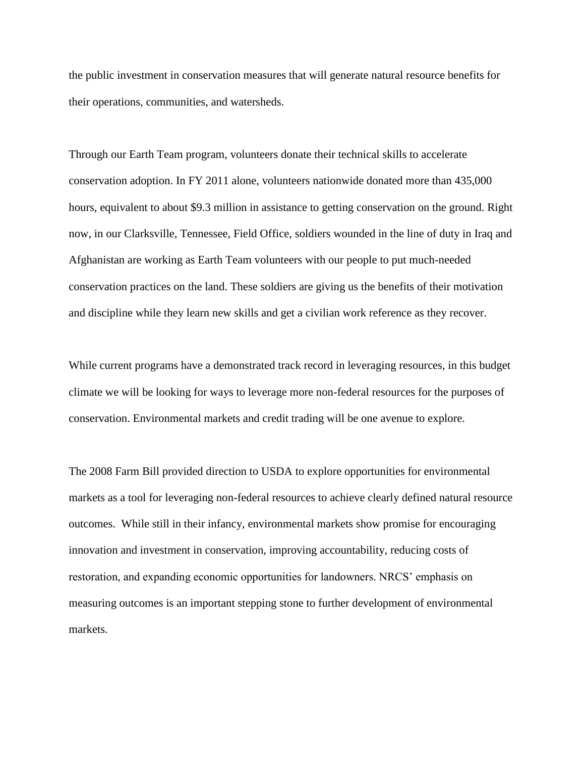the public investment in conservation measures that will generate natural resource benefits for their operations, communities, and watersheds.

Through our Earth Team program, volunteers donate their technical skills to accelerate conservation adoption. In FY 2011 alone, volunteers nationwide donated more than 435,000 hours, equivalent to about $9.3 million in assistance to getting conservation on the ground. Right now, in our Clarksville, Tennessee, Field Office, soldiers wounded in the line of duty in Iraq and Afghanistan are working as Earth Team volunteers with our people to put much-needed conservation practices on the land. These soldiers are giving us the benefits of their motivation and discipline while they learn new skills and get a civilian work reference as they recover.

While current programs have a demonstrated track record in leveraging resources, in this budget climate we will be looking for ways to leverage more non-federal resources for the purposes of conservation. Environmental markets and credit trading will be one avenue to explore.

The 2008 Farm Bill provided direction to USDA to explore opportunities for environmental markets as a tool for leveraging non-federal resources to achieve clearly defined natural resource outcomes. While still in their infancy, environmental markets show promise for encouraging innovation and investment in conservation, improving accountability, reducing costs of restoration, and expanding economic opportunities for landowners. NRCS' emphasis on measuring outcomes is an important stepping stone to further development of environmental markets.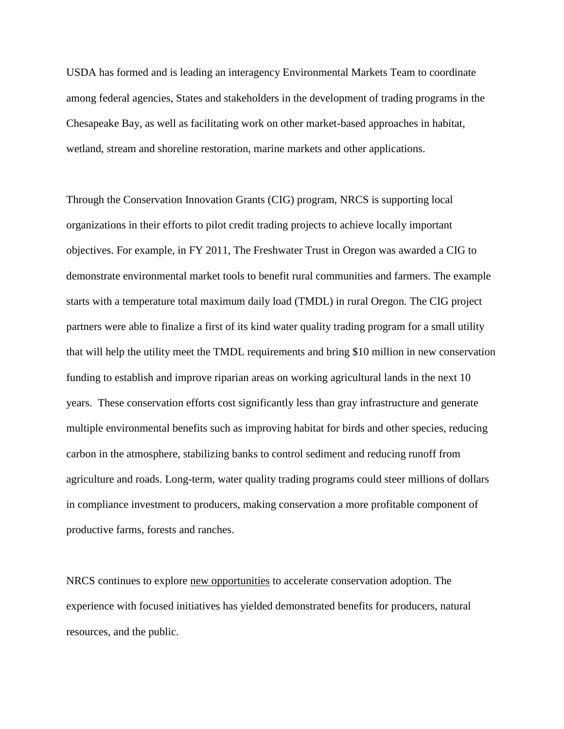USDA has formed and is leading an interagency Environmental Markets Team to coordinate among federal agencies, States and stakeholders in the development of trading programs in the Chesapeake Bay, as well as facilitating work on other market-based approaches in habitat, wetland, stream and shoreline restoration, marine markets and other applications.

Through the Conservation Innovation Grants (CIG) program, NRCS is supporting local organizations in their efforts to pilot credit trading projects to achieve locally important objectives. For example, in FY 2011, The Freshwater Trust in Oregon was awarded a CIG to demonstrate environmental market tools to benefit rural communities and farmers. The example starts with a temperature total maximum daily load (TMDL) in rural Oregon. The CIG project partners were able to finalize a first of its kind water quality trading program for a small utility that will help the utility meet the TMDL requirements and bring $10 million in new conservation funding to establish and improve riparian areas on working agricultural lands in the next 10 years. These conservation efforts cost significantly less than gray infrastructure and generate multiple environmental benefits such as improving habitat for birds and other species, reducing carbon in the atmosphere, stabilizing banks to control sediment and reducing runoff from agriculture and roads. Long-term, water quality trading programs could steer millions of dollars in compliance investment to producers, making conservation a more profitable component of productive farms, forests and ranches.

NRCS continues to explore new opportunities to accelerate conservation adoption. The experience with focused initiatives has yielded demonstrated benefits for producers, natural resources, and the public.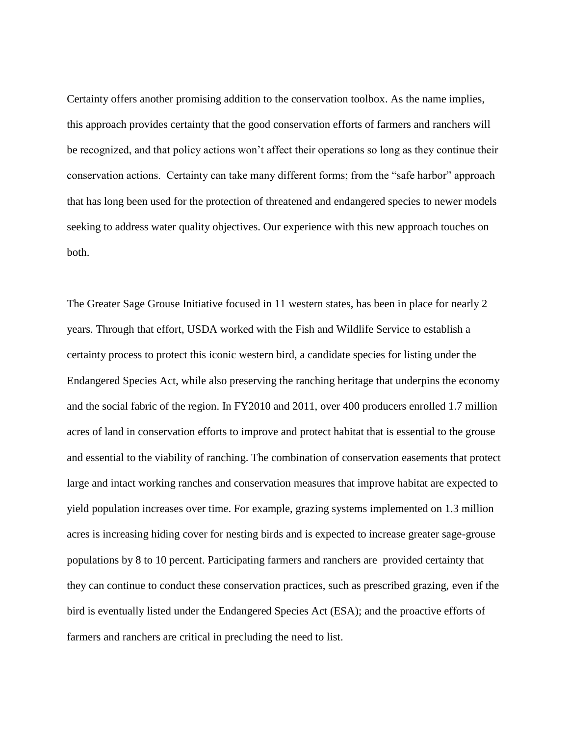Certainty offers another promising addition to the conservation toolbox. As the name implies, this approach provides certainty that the good conservation efforts of farmers and ranchers will be recognized, and that policy actions won't affect their operations so long as they continue their conservation actions. Certainty can take many different forms; from the "safe harbor" approach that has long been used for the protection of threatened and endangered species to newer models seeking to address water quality objectives. Our experience with this new approach touches on both.

The Greater Sage Grouse Initiative focused in 11 western states, has been in place for nearly 2 years. Through that effort, USDA worked with the Fish and Wildlife Service to establish a certainty process to protect this iconic western bird, a candidate species for listing under the Endangered Species Act, while also preserving the ranching heritage that underpins the economy and the social fabric of the region. In FY2010 and 2011, over 400 producers enrolled 1.7 million acres of land in conservation efforts to improve and protect habitat that is essential to the grouse and essential to the viability of ranching. The combination of conservation easements that protect large and intact working ranches and conservation measures that improve habitat are expected to yield population increases over time. For example, grazing systems implemented on 1.3 million acres is increasing hiding cover for nesting birds and is expected to increase greater sage-grouse populations by 8 to 10 percent. Participating farmers and ranchers are provided certainty that they can continue to conduct these conservation practices, such as prescribed grazing, even if the bird is eventually listed under the Endangered Species Act (ESA); and the proactive efforts of farmers and ranchers are critical in precluding the need to list.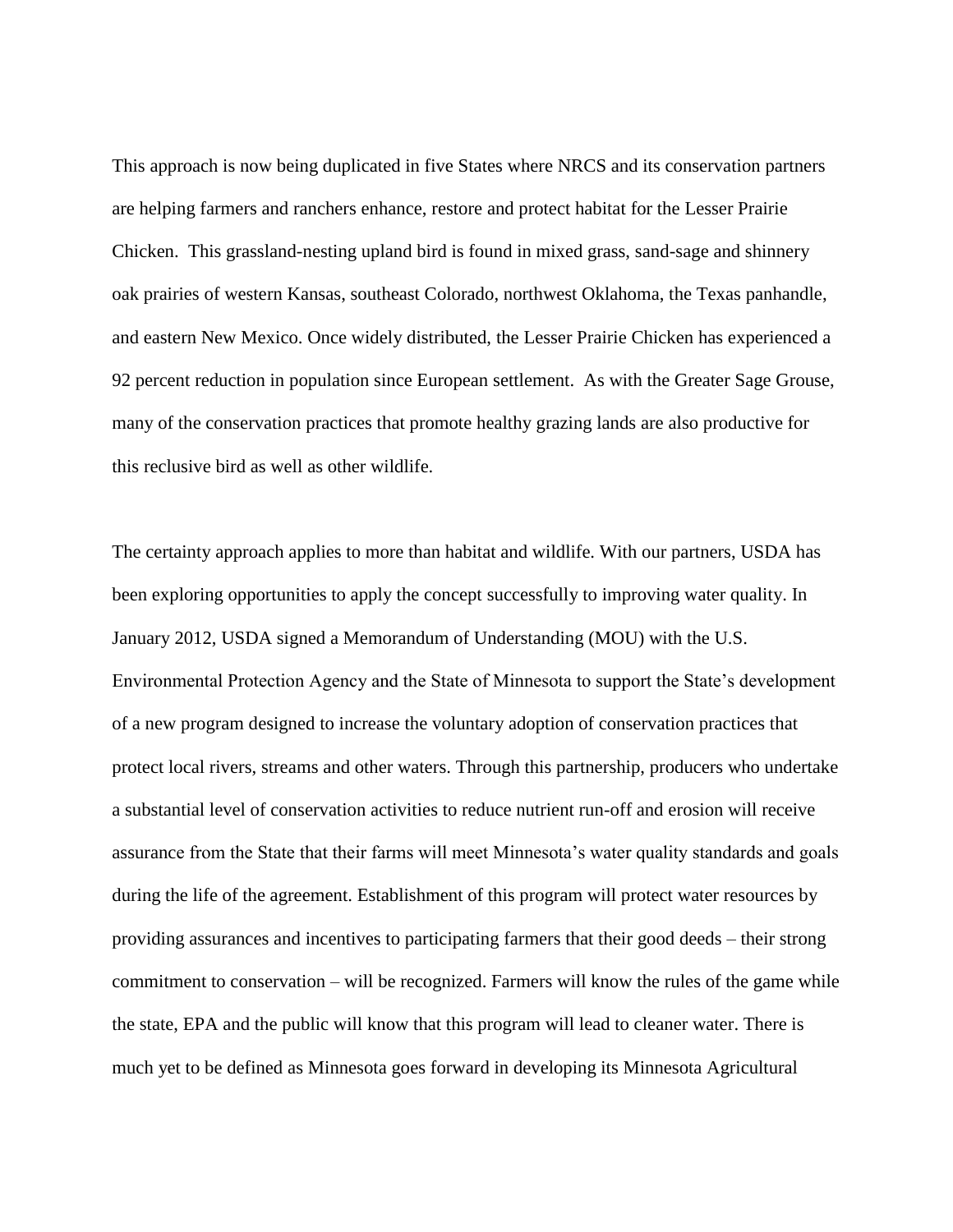This approach is now being duplicated in five States where NRCS and its conservation partners are helping farmers and ranchers enhance, restore and protect habitat for the Lesser Prairie Chicken. This grassland-nesting upland bird is found in mixed grass, sand-sage and shinnery oak prairies of western Kansas, southeast Colorado, northwest Oklahoma, the Texas panhandle, and eastern New Mexico. Once widely distributed, the Lesser Prairie Chicken has experienced a 92 percent reduction in population since European settlement. As with the Greater Sage Grouse, many of the conservation practices that promote healthy grazing lands are also productive for this reclusive bird as well as other wildlife.

The certainty approach applies to more than habitat and wildlife. With our partners, USDA has been exploring opportunities to apply the concept successfully to improving water quality. In January 2012, USDA signed a Memorandum of Understanding (MOU) with the U.S. Environmental Protection Agency and the State of Minnesota to support the State's development of a new program designed to increase the voluntary adoption of conservation practices that protect local rivers, streams and other waters. Through this partnership, producers who undertake a substantial level of conservation activities to reduce nutrient run-off and erosion will receive assurance from the State that their farms will meet Minnesota's water quality standards and goals during the life of the agreement. Establishment of this program will protect water resources by providing assurances and incentives to participating farmers that their good deeds – their strong commitment to conservation – will be recognized. Farmers will know the rules of the game while the state, EPA and the public will know that this program will lead to cleaner water. There is much yet to be defined as Minnesota goes forward in developing its Minnesota Agricultural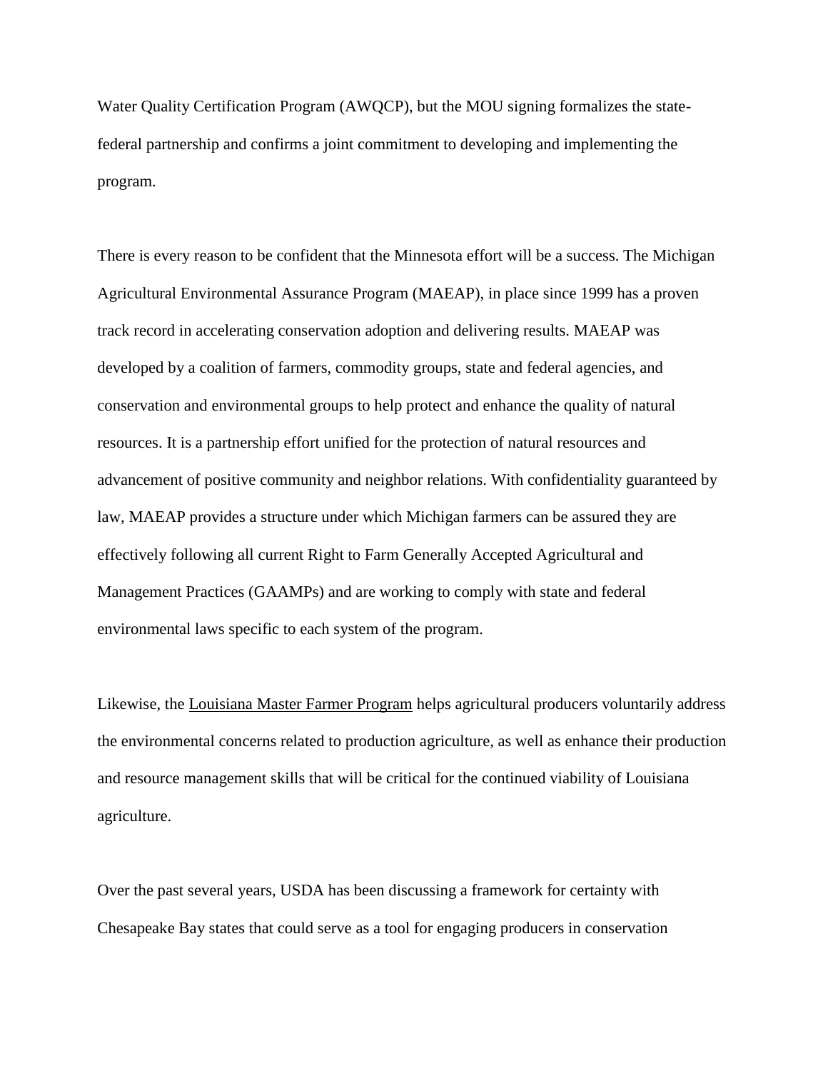Water Quality Certification Program (AWQCP), but the MOU signing formalizes the state-federal partnership and confirms a joint commitment to developing and implementing the program.

There is every reason to be confident that the Minnesota effort will be a success. The Michigan Agricultural Environmental Assurance Program (MAEAP), in place since 1999 has a proven track record in accelerating conservation adoption and delivering results. MAEAP was developed by a coalition of farmers, commodity groups, state and federal agencies, and conservation and environmental groups to help protect and enhance the quality of natural resources. It is a partnership effort unified for the protection of natural resources and advancement of positive community and neighbor relations. With confidentiality guaranteed by law, MAEAP provides a structure under which Michigan farmers can be assured they are effectively following all current Right to Farm Generally Accepted Agricultural and Management Practices (GAAMPs) and are working to comply with state and federal environmental laws specific to each system of the program.

Likewise, the Louisiana Master Farmer Program helps agricultural producers voluntarily address the environmental concerns related to production agriculture, as well as enhance their production and resource management skills that will be critical for the continued viability of Louisiana agriculture.

Over the past several years, USDA has been discussing a framework for certainty with Chesapeake Bay states that could serve as a tool for engaging producers in conservation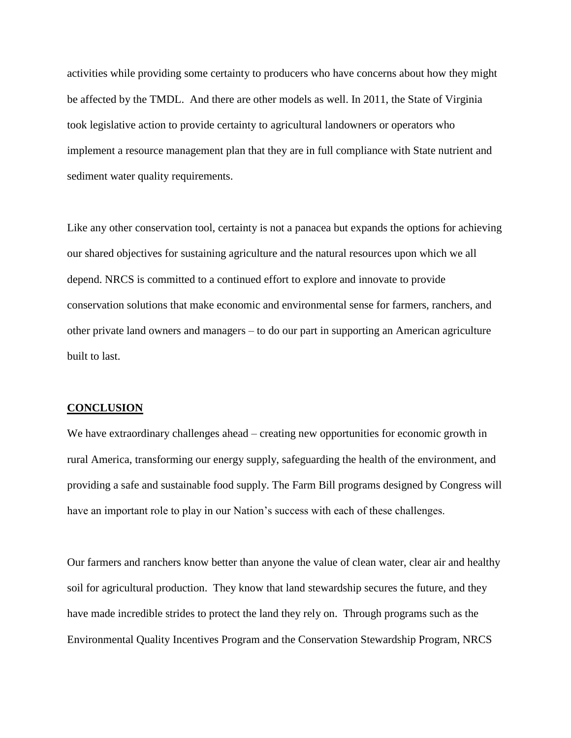activities while providing some certainty to producers who have concerns about how they might be affected by the TMDL. And there are other models as well. In 2011, the State of Virginia took legislative action to provide certainty to agricultural landowners or operators who implement a resource management plan that they are in full compliance with State nutrient and sediment water quality requirements.

Like any other conservation tool, certainty is not a panacea but expands the options for achieving our shared objectives for sustaining agriculture and the natural resources upon which we all depend. NRCS is committed to a continued effort to explore and innovate to provide conservation solutions that make economic and environmental sense for farmers, ranchers, and other private land owners and managers – to do our part in supporting an American agriculture built to last.

## CONCLUSION

We have extraordinary challenges ahead – creating new opportunities for economic growth in rural America, transforming our energy supply, safeguarding the health of the environment, and providing a safe and sustainable food supply. The Farm Bill programs designed by Congress will have an important role to play in our Nation's success with each of these challenges.

Our farmers and ranchers know better than anyone the value of clean water, clear air and healthy soil for agricultural production. They know that land stewardship secures the future, and they have made incredible strides to protect the land they rely on. Through programs such as the Environmental Quality Incentives Program and the Conservation Stewardship Program, NRCS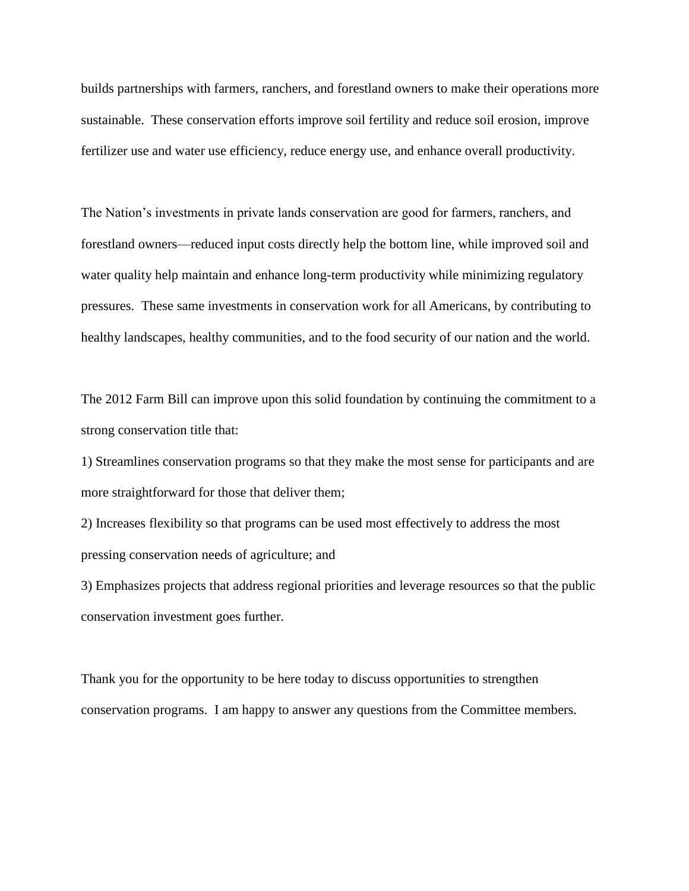builds partnerships with farmers, ranchers, and forestland owners to make their operations more sustainable. These conservation efforts improve soil fertility and reduce soil erosion, improve fertilizer use and water use efficiency, reduce energy use, and enhance overall productivity.

The Nation's investments in private lands conservation are good for farmers, ranchers, and forestland owners—reduced input costs directly help the bottom line, while improved soil and water quality help maintain and enhance long-term productivity while minimizing regulatory pressures. These same investments in conservation work for all Americans, by contributing to healthy landscapes, healthy communities, and to the food security of our nation and the world.

The 2012 Farm Bill can improve upon this solid foundation by continuing the commitment to a strong conservation title that:

1) Streamlines conservation programs so that they make the most sense for participants and are more straightforward for those that deliver them;

2) Increases flexibility so that programs can be used most effectively to address the most pressing conservation needs of agriculture; and

3) Emphasizes projects that address regional priorities and leverage resources so that the public conservation investment goes further.

Thank you for the opportunity to be here today to discuss opportunities to strengthen conservation programs. I am happy to answer any questions from the Committee members.